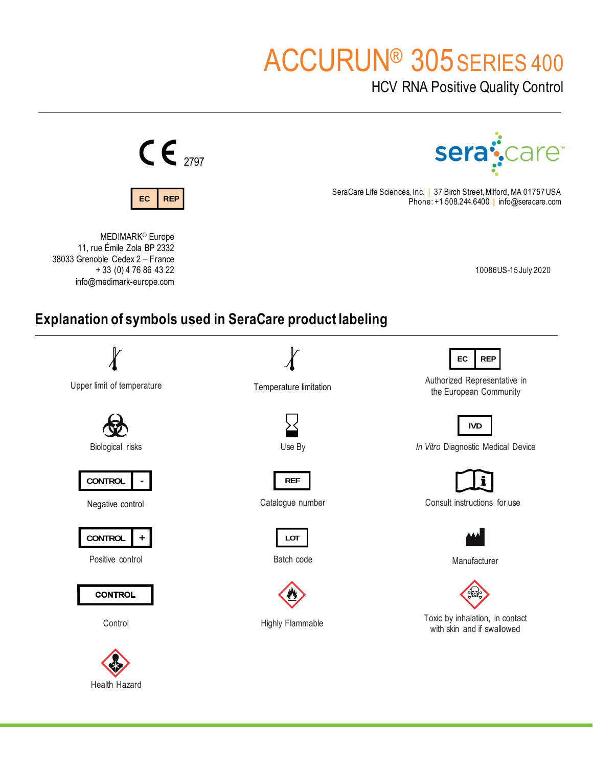# ACCURUN® 305 SERIES 400

## HCV RNA Positive Quality Control

CE 2797

EC REP

MEDIMARK® Europe
11, rue Émile Zola BP 2332
38033 Grenoble Cedex 2 – France
+ 33 (0) 4 76 86 43 22
info@medimark-europe.com

seracare™

SeraCare Life Sciences, Inc. | 37 Birch Street, Milford, MA 01757 USA
Phone: +1 508.244.6400 | info@seracare.com

10086US-15 July 2020

## Explanation of symbols used in SeraCare product labeling

Upper limit of temperature

Temperature limitation

EC REP — Authorized Representative in the European Community

Biological risks

Use By

IVD — *In Vitro* Diagnostic Medical Device

CONTROL - — Negative control

REF — Catalogue number

Consult instructions for use

CONTROL + — Positive control

LOT — Batch code

Manufacturer

CONTROL — Control

Highly Flammable

Toxic by inhalation, in contact with skin and if swallowed

Health Hazard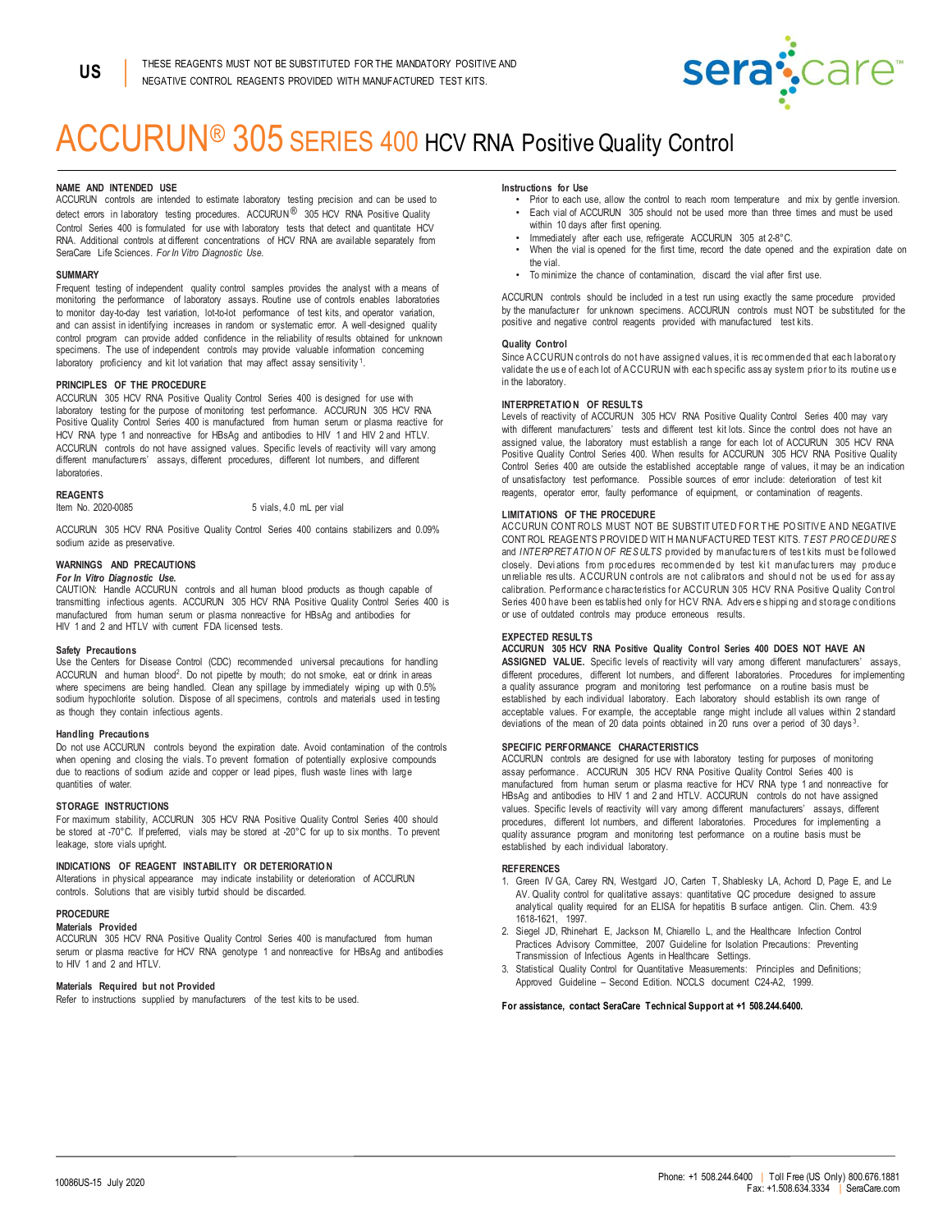US | THESE REAGENTS MUST NOT BE SUBSTITUTED FOR THE MANDATORY POSITIVE AND NEGATIVE CONTROL REAGENTS PROVIDED WITH MANUFACTURED TEST KITS.

# ACCURUN® 305 SERIES 400 HCV RNA Positive Quality Control

## NAME AND INTENDED USE

ACCURUN controls are intended to estimate laboratory testing precision and can be used to detect errors in laboratory testing procedures. ACCURUN® 305 HCV RNA Positive Quality Control Series 400 is formulated for use with laboratory tests that detect and quantitate HCV RNA. Additional controls at different concentrations of HCV RNA are available separately from SeraCare Life Sciences. *For In Vitro Diagnostic Use.*

## SUMMARY

Frequent testing of independent quality control samples provides the analyst with a means of monitoring the performance of laboratory assays. Routine use of controls enables laboratories to monitor day-to-day test variation, lot-to-lot performance of test kits, and operator variation, and can assist in identifying increases in random or systematic error. A well-designed quality control program can provide added confidence in the reliability of results obtained for unknown specimens. The use of independent controls may provide valuable information concerning laboratory proficiency and kit lot variation that may affect assay sensitivity[1].

## PRINCIPLES OF THE PROCEDURE

ACCURUN 305 HCV RNA Positive Quality Control Series 400 is designed for use with laboratory testing for the purpose of monitoring test performance. ACCURUN 305 HCV RNA Positive Quality Control Series 400 is manufactured from human serum or plasma reactive for HCV RNA type 1 and nonreactive for HBsAg and antibodies to HIV 1 and HIV 2 and HTLV. ACCURUN controls do not have assigned values. Specific levels of reactivity will vary among different manufacturers' assays, different procedures, different lot numbers, and different laboratories.

## REAGENTS

Item No. 2020-0085 5 vials, 4.0 mL per vial

ACCURUN 305 HCV RNA Positive Quality Control Series 400 contains stabilizers and 0.09% sodium azide as preservative.

## WARNINGS AND PRECAUTIONS

***For In Vitro Diagnostic Use.***

CAUTION: Handle ACCURUN controls and all human blood products as though capable of transmitting infectious agents. ACCURUN 305 HCV RNA Positive Quality Control Series 400 is manufactured from human serum or plasma nonreactive for HBsAg and antibodies for HIV 1 and 2 and HTLV with current FDA licensed tests.

### Safety Precautions

Use the Centers for Disease Control (CDC) recommended universal precautions for handling ACCURUN and human blood[2]. Do not pipette by mouth; do not smoke, eat or drink in areas where specimens are being handled. Clean any spillage by immediately wiping up with 0.5% sodium hypochlorite solution. Dispose of all specimens, controls and materials used in testing as though they contain infectious agents.

### Handling Precautions

Do not use ACCURUN controls beyond the expiration date. Avoid contamination of the controls when opening and closing the vials. To prevent formation of potentially explosive compounds due to reactions of sodium azide and copper or lead pipes, flush waste lines with large quantities of water.

## STORAGE INSTRUCTIONS

For maximum stability, ACCURUN 305 HCV RNA Positive Quality Control Series 400 should be stored at -70°C. If preferred, vials may be stored at -20°C for up to six months. To prevent leakage, store vials upright.

## INDICATIONS OF REAGENT INSTABILITY OR DETERIORATION

Alterations in physical appearance may indicate instability or deterioration of ACCURUN controls. Solutions that are visibly turbid should be discarded.

## PROCEDURE

### Materials Provided

ACCURUN 305 HCV RNA Positive Quality Control Series 400 is manufactured from human serum or plasma reactive for HCV RNA genotype 1 and nonreactive for HBsAg and antibodies to HIV 1 and 2 and HTLV.

### Materials Required but not Provided

Refer to instructions supplied by manufacturers of the test kits to be used.

### Instructions for Use

- Prior to each use, allow the control to reach room temperature and mix by gentle inversion.
- Each vial of ACCURUN 305 should not be used more than three times and must be used within 10 days after first opening.
- Immediately after each use, refrigerate ACCURUN 305 at 2-8°C.
- When the vial is opened for the first time, record the date opened and the expiration date on the vial.
- To minimize the chance of contamination, discard the vial after first use.

ACCURUN controls should be included in a test run using exactly the same procedure provided by the manufacturer for unknown specimens. ACCURUN controls must NOT be substituted for the positive and negative control reagents provided with manufactured test kits.

### Quality Control

Since ACCURUN controls do not have assigned values, it is recommended that each laboratory validate the use of each lot of ACCURUN with each specific assay system prior to its routine use in the laboratory.

## INTERPRETATION OF RESULTS

Levels of reactivity of ACCURUN 305 HCV RNA Positive Quality Control Series 400 may vary with different manufacturers' tests and different test kit lots. Since the control does not have an assigned value, the laboratory must establish a range for each lot of ACCURUN 305 HCV RNA Positive Quality Control Series 400. When results for ACCURUN 305 HCV RNA Positive Quality Control Series 400 are outside the established acceptable range of values, it may be an indication of unsatisfactory test performance. Possible sources of error include: deterioration of test kit reagents, operator error, faulty performance of equipment, or contamination of reagents.

## LIMITATIONS OF THE PROCEDURE

ACCURUN CONTROLS MUST NOT BE SUBSTITUTED FOR THE POSITIVE AND NEGATIVE CONTROL REAGENTS PROVIDED WITH MANUFACTURED TEST KITS. *TEST PROCEDURES* and *INTERPRETATION OF RESULTS* provided by manufacturers of test kits must be followed closely. Deviations from procedures recommended by test kit manufacturers may produce unreliable results. ACCURUN controls are not calibrators and should not be used for assay calibration. Performance characteristics for ACCURUN 305 HCV RNA Positive Quality Control Series 400 have been established only for HCV RNA. Adverse shipping and storage conditions or use of outdated controls may produce erroneous results.

## EXPECTED RESULTS

**ACCURUN 305 HCV RNA Positive Quality Control Series 400 DOES NOT HAVE AN ASSIGNED VALUE.** Specific levels of reactivity will vary among different manufacturers' assays, different procedures, different lot numbers, and different laboratories. Procedures for implementing a quality assurance program and monitoring test performance on a routine basis must be established by each individual laboratory. Each laboratory should establish its own range of acceptable values. For example, the acceptable range might include all values within 2 standard deviations of the mean of 20 data points obtained in 20 runs over a period of 30 days[3].

## SPECIFIC PERFORMANCE CHARACTERISTICS

ACCURUN controls are designed for use with laboratory testing for purposes of monitoring assay performance. ACCURUN 305 HCV RNA Positive Quality Control Series 400 is manufactured from human serum or plasma reactive for HCV RNA type 1 and nonreactive for HBsAg and antibodies to HIV 1 and 2 and HTLV. ACCURUN controls do not have assigned values. Specific levels of reactivity will vary among different manufacturers' assays, different procedures, different lot numbers, and different laboratories. Procedures for implementing a quality assurance program and monitoring test performance on a routine basis must be established by each individual laboratory.

## REFERENCES

1. Green IV GA, Carey RN, Westgard JO, Carten T, Shablesky LA, Achord D, Page E, and Le AV. Quality control for qualitative assays: quantitative QC procedure designed to assure analytical quality required for an ELISA for hepatitis B surface antigen. Clin. Chem. 43:9 1618-1621, 1997.
2. Siegel JD, Rhinehart E, Jackson M, Chiarello L, and the Healthcare Infection Control Practices Advisory Committee, 2007 Guideline for Isolation Precautions: Preventing Transmission of Infectious Agents in Healthcare Settings.
3. Statistical Quality Control for Quantitative Measurements: Principles and Definitions; Approved Guideline – Second Edition. NCCLS document C24-A2, 1999.

**For assistance, contact SeraCare Technical Support at +1 508.244.6400.**

10086US-15 July 2020

Phone: +1 508.244.6400 | Toll Free (US Only) 800.676.1881
Fax: +1.508.634.3334 | SeraCare.com